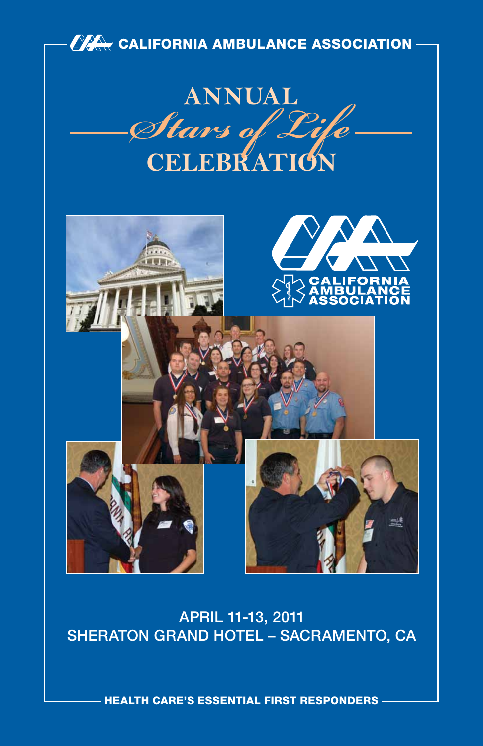CALIFORNIA AMBULANCE ASSOCIATION

# ANNUAL *Stars of Life* CELEBRATION

CALIFORNIA AMBULANCE ASSOCIATION

APRIL 11-13, 2011
SHERATON GRAND HOTEL – SACRAMENTO, CA

**HEALTH CARE'S ESSENTIAL FIRST RESPONDERS**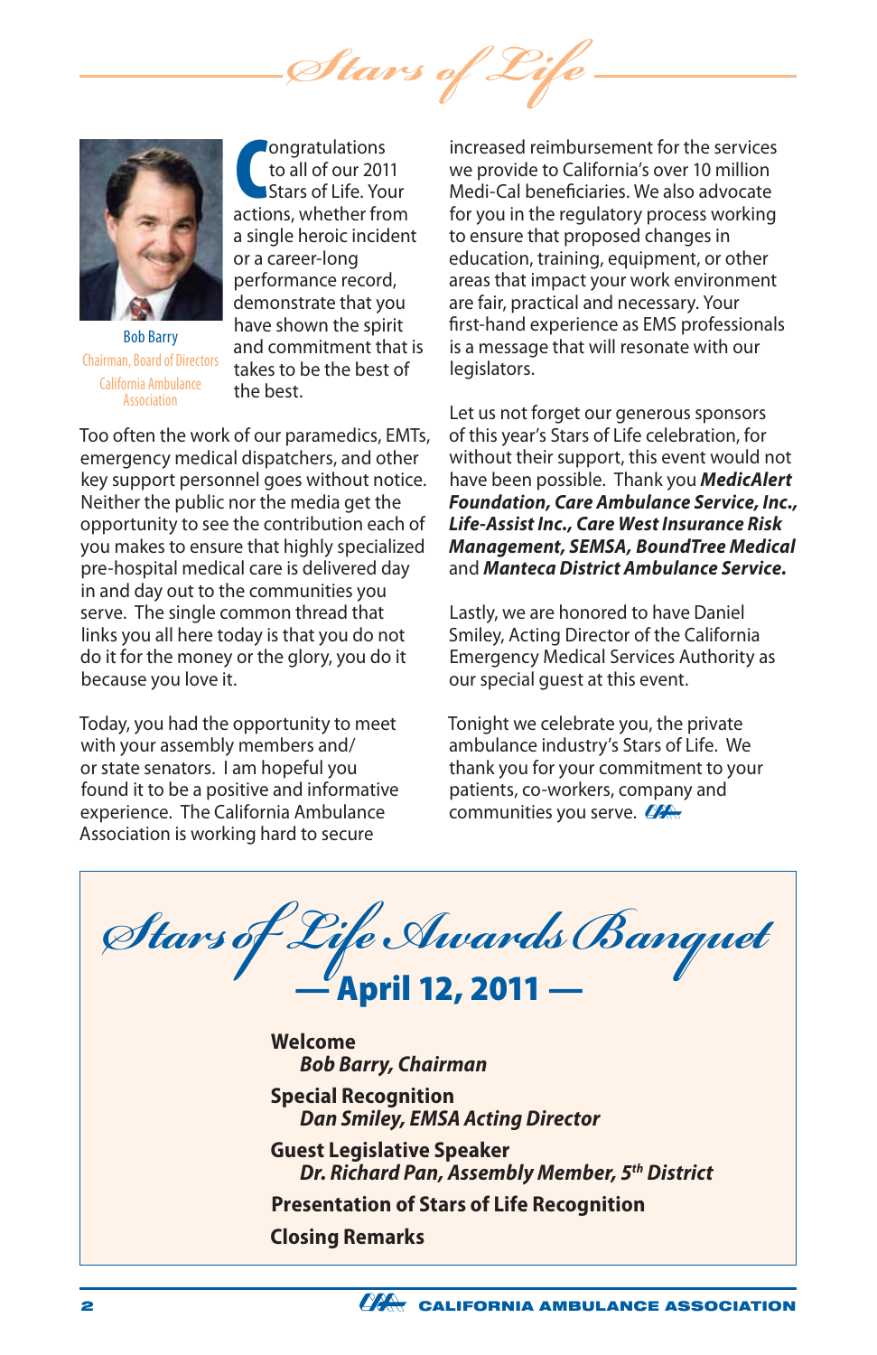# Stars of Life

Bob Barry
Chairman, Board of Directors
California Ambulance Association

Congratulations to all of our 2011 Stars of Life. Your actions, whether from a single heroic incident or a career-long performance record, demonstrate that you have shown the spirit and commitment that is takes to be the best of the best.

Too often the work of our paramedics, EMTs, emergency medical dispatchers, and other key support personnel goes without notice. Neither the public nor the media get the opportunity to see the contribution each of you makes to ensure that highly specialized pre-hospital medical care is delivered day in and day out to the communities you serve. The single common thread that links you all here today is that you do not do it for the money or the glory, you do it because you love it.

Today, you had the opportunity to meet with your assembly members and/or state senators. I am hopeful you found it to be a positive and informative experience. The California Ambulance Association is working hard to secure increased reimbursement for the services we provide to California's over 10 million Medi-Cal beneficiaries. We also advocate for you in the regulatory process working to ensure that proposed changes in education, training, equipment, or other areas that impact your work environment are fair, practical and necessary. Your first-hand experience as EMS professionals is a message that will resonate with our legislators.

Let us not forget our generous sponsors of this year's Stars of Life celebration, for without their support, this event would not have been possible. Thank you ***MedicAlert Foundation, Care Ambulance Service, Inc., Life-Assist Inc., Care West Insurance Risk Management, SEMSA, BoundTree Medical*** and ***Manteca District Ambulance Service.***

Lastly, we are honored to have Daniel Smiley, Acting Director of the California Emergency Medical Services Authority as our special guest at this event.

Tonight we celebrate you, the private ambulance industry's Stars of Life. We thank you for your commitment to your patients, co-workers, company and communities you serve.

## Stars of Life Awards Banquet

### — April 12, 2011 —

**Welcome**
*Bob Barry, Chairman*

**Special Recognition**
*Dan Smiley, EMSA Acting Director*

**Guest Legislative Speaker**
*Dr. Richard Pan, Assembly Member, 5th District*

**Presentation of Stars of Life Recognition**

**Closing Remarks**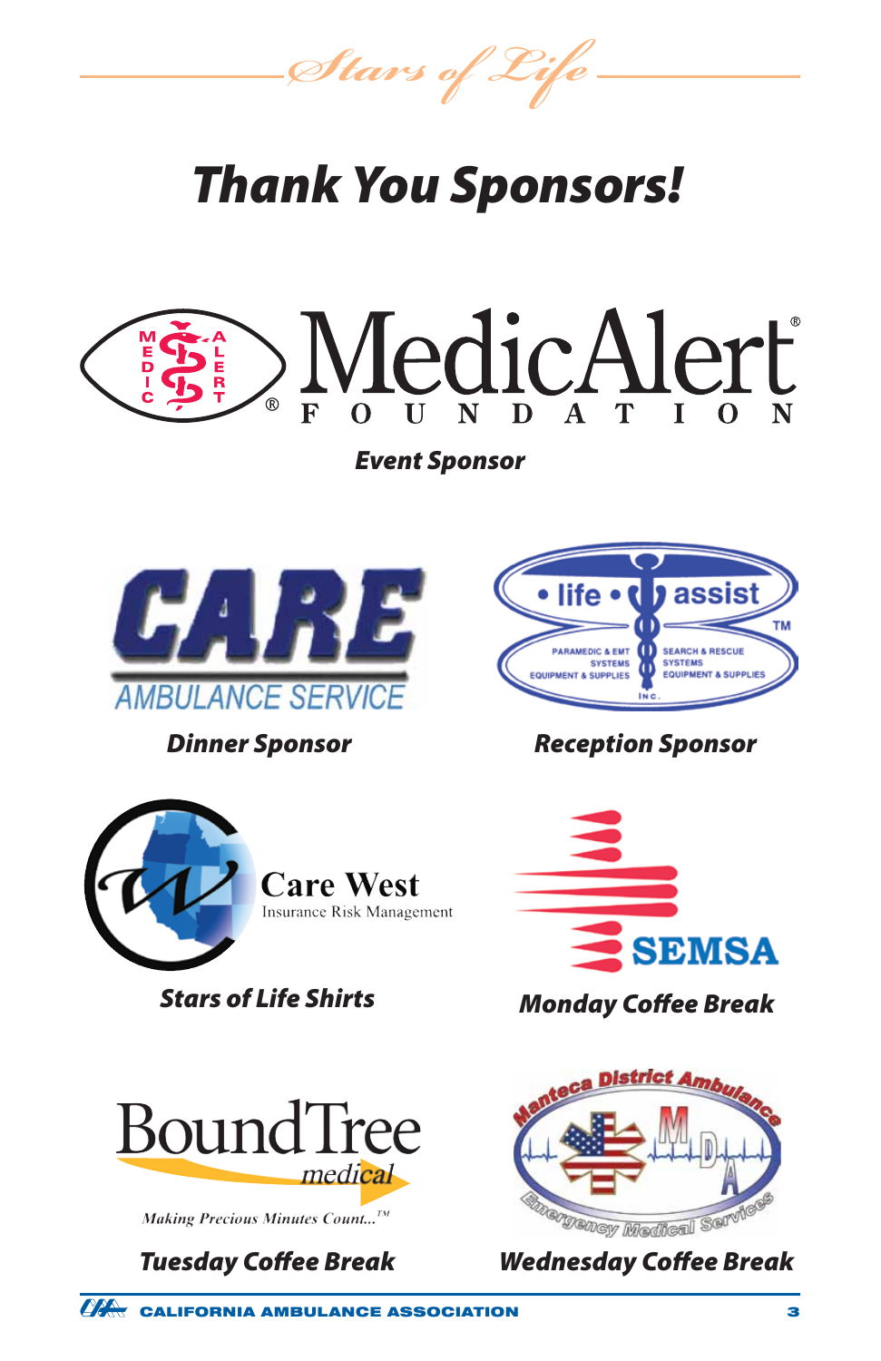*Stars of Life*

# Thank You Sponsors!

MedicAlert FOUNDATION

***Event Sponsor***

CARE AMBULANCE SERVICE

***Dinner Sponsor***

• life • assist
PARAMEDIC & EMT SYSTEMS EQUIPMENT & SUPPLIES
SEARCH & RESCUE SYSTEMS EQUIPMENT & SUPPLIES
INC.

***Reception Sponsor***

Care West
Insurance Risk Management

***Stars of Life Shirts***

SEMSA

***Monday Coffee Break***

BoundTree medical
*Making Precious Minutes Count...™*

***Tuesday Coffee Break***

Manteca District Ambulance
MDA
Emergency Medical Services

***Wednesday Coffee Break***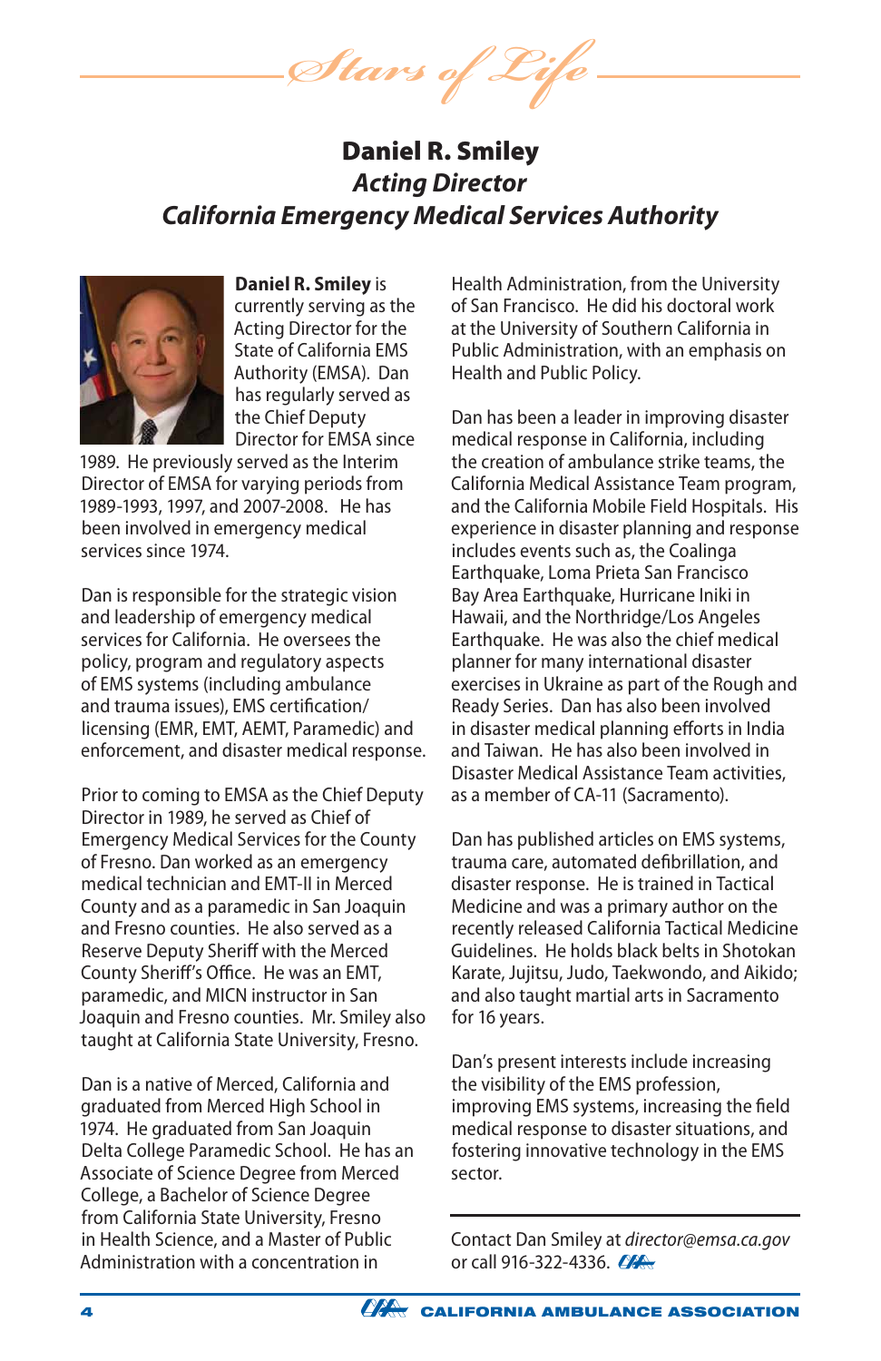*Stars of Life*

## Daniel R. Smiley
### *Acting Director*
### *California Emergency Medical Services Authority*

**Daniel R. Smiley** is currently serving as the Acting Director for the State of California EMS Authority (EMSA). Dan has regularly served as the Chief Deputy Director for EMSA since 1989. He previously served as the Interim Director of EMSA for varying periods from 1989-1993, 1997, and 2007-2008. He has been involved in emergency medical services since 1974.

Dan is responsible for the strategic vision and leadership of emergency medical services for California. He oversees the policy, program and regulatory aspects of EMS systems (including ambulance and trauma issues), EMS certification/licensing (EMR, EMT, AEMT, Paramedic) and enforcement, and disaster medical response.

Prior to coming to EMSA as the Chief Deputy Director in 1989, he served as Chief of Emergency Medical Services for the County of Fresno. Dan worked as an emergency medical technician and EMT-II in Merced County and as a paramedic in San Joaquin and Fresno counties. He also served as a Reserve Deputy Sheriff with the Merced County Sheriff's Office. He was an EMT, paramedic, and MICN instructor in San Joaquin and Fresno counties. Mr. Smiley also taught at California State University, Fresno.

Dan is a native of Merced, California and graduated from Merced High School in 1974. He graduated from San Joaquin Delta College Paramedic School. He has an Associate of Science Degree from Merced College, a Bachelor of Science Degree from California State University, Fresno in Health Science, and a Master of Public Administration with a concentration in Health Administration, from the University of San Francisco. He did his doctoral work at the University of Southern California in Public Administration, with an emphasis on Health and Public Policy.

Dan has been a leader in improving disaster medical response in California, including the creation of ambulance strike teams, the California Medical Assistance Team program, and the California Mobile Field Hospitals. His experience in disaster planning and response includes events such as, the Coalinga Earthquake, Loma Prieta San Francisco Bay Area Earthquake, Hurricane Iniki in Hawaii, and the Northridge/Los Angeles Earthquake. He was also the chief medical planner for many international disaster exercises in Ukraine as part of the Rough and Ready Series. Dan has also been involved in disaster medical planning efforts in India and Taiwan. He has also been involved in Disaster Medical Assistance Team activities, as a member of CA-11 (Sacramento).

Dan has published articles on EMS systems, trauma care, automated defibrillation, and disaster response. He is trained in Tactical Medicine and was a primary author on the recently released California Tactical Medicine Guidelines. He holds black belts in Shotokan Karate, Jujitsu, Judo, Taekwondo, and Aikido; and also taught martial arts in Sacramento for 16 years.

Dan's present interests include increasing the visibility of the EMS profession, improving EMS systems, increasing the field medical response to disaster situations, and fostering innovative technology in the EMS sector.

---

Contact Dan Smiley at *director@emsa.ca.gov* or call 916-322-4336.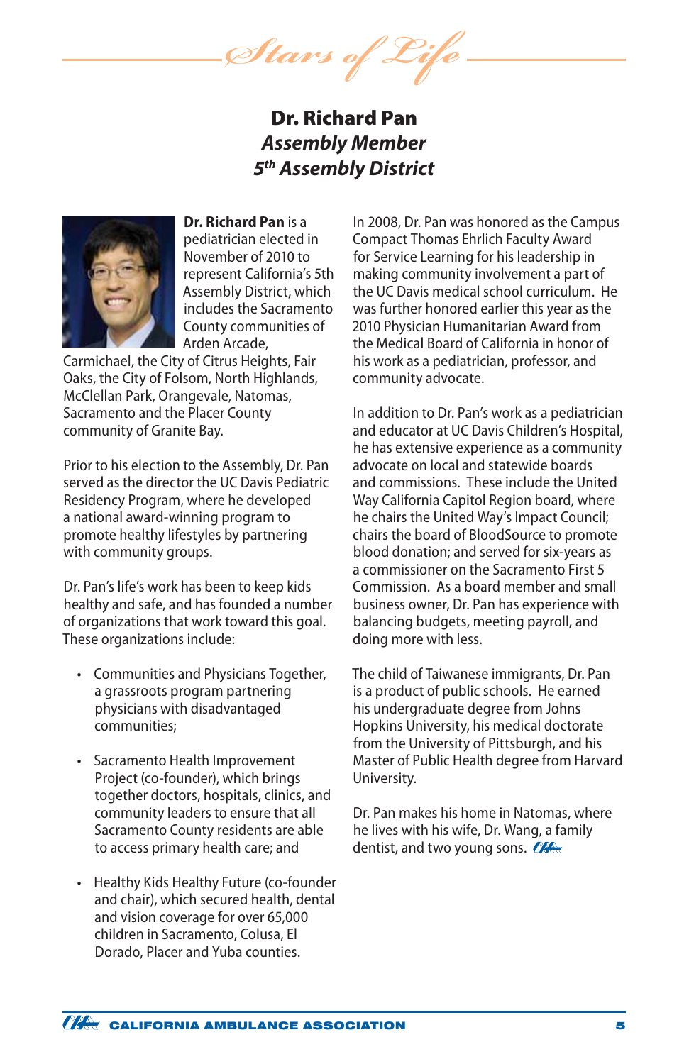# Stars of Life

## Dr. Richard Pan
### *Assembly Member*
### *5th Assembly District*

**Dr. Richard Pan** is a pediatrician elected in November of 2010 to represent California's 5th Assembly District, which includes the Sacramento County communities of Arden Arcade, Carmichael, the City of Citrus Heights, Fair Oaks, the City of Folsom, North Highlands, McClellan Park, Orangevale, Natomas, Sacramento and the Placer County community of Granite Bay.

Prior to his election to the Assembly, Dr. Pan served as the director the UC Davis Pediatric Residency Program, where he developed a national award-winning program to promote healthy lifestyles by partnering with community groups.

Dr. Pan's life's work has been to keep kids healthy and safe, and has founded a number of organizations that work toward this goal. These organizations include:

- Communities and Physicians Together, a grassroots program partnering physicians with disadvantaged communities;
- Sacramento Health Improvement Project (co-founder), which brings together doctors, hospitals, clinics, and community leaders to ensure that all Sacramento County residents are able to access primary health care; and
- Healthy Kids Healthy Future (co-founder and chair), which secured health, dental and vision coverage for over 65,000 children in Sacramento, Colusa, El Dorado, Placer and Yuba counties.

In 2008, Dr. Pan was honored as the Campus Compact Thomas Ehrlich Faculty Award for Service Learning for his leadership in making community involvement a part of the UC Davis medical school curriculum. He was further honored earlier this year as the 2010 Physician Humanitarian Award from the Medical Board of California in honor of his work as a pediatrician, professor, and community advocate.

In addition to Dr. Pan's work as a pediatrician and educator at UC Davis Children's Hospital, he has extensive experience as a community advocate on local and statewide boards and commissions. These include the United Way California Capitol Region board, where he chairs the United Way's Impact Council; chairs the board of BloodSource to promote blood donation; and served for six-years as a commissioner on the Sacramento First 5 Commission. As a board member and small business owner, Dr. Pan has experience with balancing budgets, meeting payroll, and doing more with less.

The child of Taiwanese immigrants, Dr. Pan is a product of public schools. He earned his undergraduate degree from Johns Hopkins University, his medical doctorate from the University of Pittsburgh, and his Master of Public Health degree from Harvard University.

Dr. Pan makes his home in Natomas, where he lives with his wife, Dr. Wang, a family dentist, and two young sons.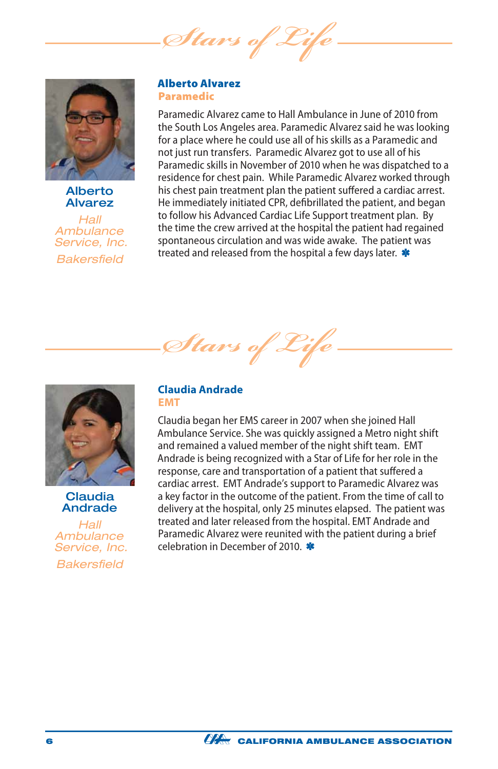# Stars of Life

**Alberto Alvarez**

*Hall Ambulance Service, Inc.*

*Bakersfield*

## Alberto Alvarez
### Paramedic

Paramedic Alvarez came to Hall Ambulance in June of 2010 from the South Los Angeles area. Paramedic Alvarez said he was looking for a place where he could use all of his skills as a Paramedic and not just run transfers. Paramedic Alvarez got to use all of his Paramedic skills in November of 2010 when he was dispatched to a residence for chest pain. While Paramedic Alvarez worked through his chest pain treatment plan the patient suffered a cardiac arrest. He immediately initiated CPR, defibrillated the patient, and began to follow his Advanced Cardiac Life Support treatment plan. By the time the crew arrived at the hospital the patient had regained spontaneous circulation and was wide awake. The patient was treated and released from the hospital a few days later. ✱

# Stars of Life

**Claudia Andrade**

*Hall Ambulance Service, Inc.*

*Bakersfield*

## Claudia Andrade
### EMT

Claudia began her EMS career in 2007 when she joined Hall Ambulance Service. She was quickly assigned a Metro night shift and remained a valued member of the night shift team. EMT Andrade is being recognized with a Star of Life for her role in the response, care and transportation of a patient that suffered a cardiac arrest. EMT Andrade's support to Paramedic Alvarez was a key factor in the outcome of the patient. From the time of call to delivery at the hospital, only 25 minutes elapsed. The patient was treated and later released from the hospital. EMT Andrade and Paramedic Alvarez were reunited with the patient during a brief celebration in December of 2010. ✱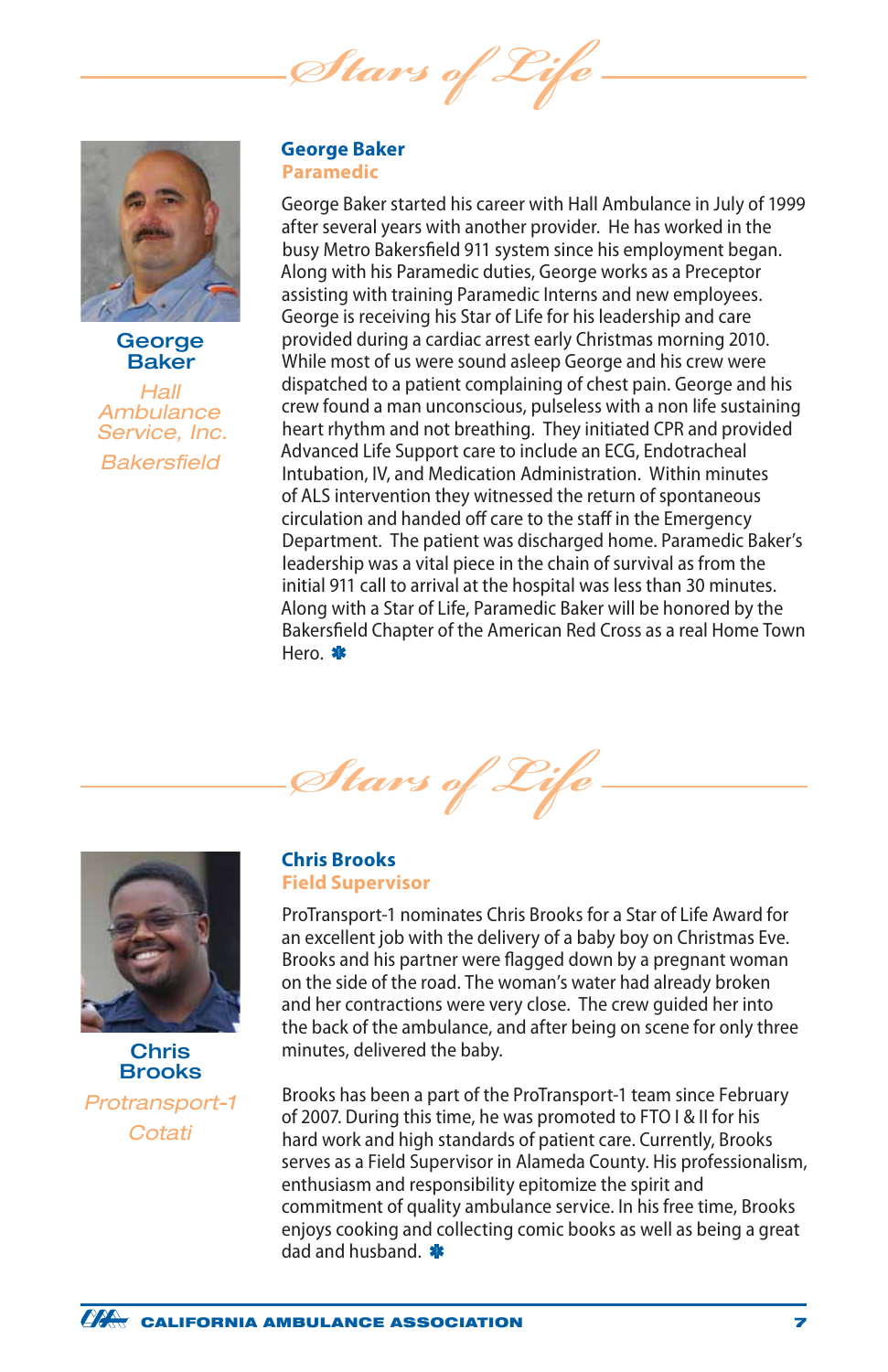## Stars of Life

**George Baker**

*Hall Ambulance Service, Inc.*

*Bakersfield*

### George Baker
**Paramedic**

George Baker started his career with Hall Ambulance in July of 1999 after several years with another provider. He has worked in the busy Metro Bakersfield 911 system since his employment began. Along with his Paramedic duties, George works as a Preceptor assisting with training Paramedic Interns and new employees. George is receiving his Star of Life for his leadership and care provided during a cardiac arrest early Christmas morning 2010. While most of us were sound asleep George and his crew were dispatched to a patient complaining of chest pain. George and his crew found a man unconscious, pulseless with a non life sustaining heart rhythm and not breathing. They initiated CPR and provided Advanced Life Support care to include an ECG, Endotracheal Intubation, IV, and Medication Administration. Within minutes of ALS intervention they witnessed the return of spontaneous circulation and handed off care to the staff in the Emergency Department. The patient was discharged home. Paramedic Baker's leadership was a vital piece in the chain of survival as from the initial 911 call to arrival at the hospital was less than 30 minutes. Along with a Star of Life, Paramedic Baker will be honored by the Bakersfield Chapter of the American Red Cross as a real Home Town Hero.

## Stars of Life

**Chris Brooks**

*Protransport-1*

*Cotati*

### Chris Brooks
**Field Supervisor**

ProTransport-1 nominates Chris Brooks for a Star of Life Award for an excellent job with the delivery of a baby boy on Christmas Eve. Brooks and his partner were flagged down by a pregnant woman on the side of the road. The woman's water had already broken and her contractions were very close. The crew guided her into the back of the ambulance, and after being on scene for only three minutes, delivered the baby.

Brooks has been a part of the ProTransport-1 team since February of 2007. During this time, he was promoted to FTO I & II for his hard work and high standards of patient care. Currently, Brooks serves as a Field Supervisor in Alameda County. His professionalism, enthusiasm and responsibility epitomize the spirit and commitment of quality ambulance service. In his free time, Brooks enjoys cooking and collecting comic books as well as being a great dad and husband.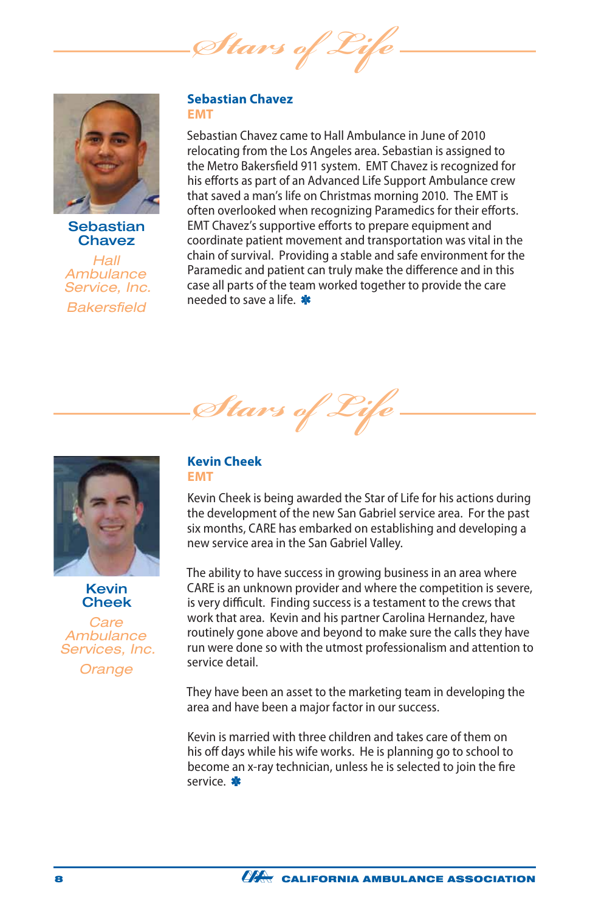# Stars of Life

**Sebastian Chavez**

*Hall Ambulance Service, Inc.*

*Bakersfield*

## Sebastian Chavez
**EMT**

Sebastian Chavez came to Hall Ambulance in June of 2010 relocating from the Los Angeles area. Sebastian is assigned to the Metro Bakersfield 911 system. EMT Chavez is recognized for his efforts as part of an Advanced Life Support Ambulance crew that saved a man's life on Christmas morning 2010. The EMT is often overlooked when recognizing Paramedics for their efforts. EMT Chavez's supportive efforts to prepare equipment and coordinate patient movement and transportation was vital in the chain of survival. Providing a stable and safe environment for the Paramedic and patient can truly make the difference and in this case all parts of the team worked together to provide the care needed to save a life. ✱

# Stars of Life

**Kevin Cheek**

*Care Ambulance Services, Inc.*

*Orange*

## Kevin Cheek
**EMT**

Kevin Cheek is being awarded the Star of Life for his actions during the development of the new San Gabriel service area. For the past six months, CARE has embarked on establishing and developing a new service area in the San Gabriel Valley.

The ability to have success in growing business in an area where CARE is an unknown provider and where the competition is severe, is very difficult. Finding success is a testament to the crews that work that area. Kevin and his partner Carolina Hernandez, have routinely gone above and beyond to make sure the calls they have run were done so with the utmost professionalism and attention to service detail.

They have been an asset to the marketing team in developing the area and have been a major factor in our success.

Kevin is married with three children and takes care of them on his off days while his wife works. He is planning go to school to become an x-ray technician, unless he is selected to join the fire service. ✱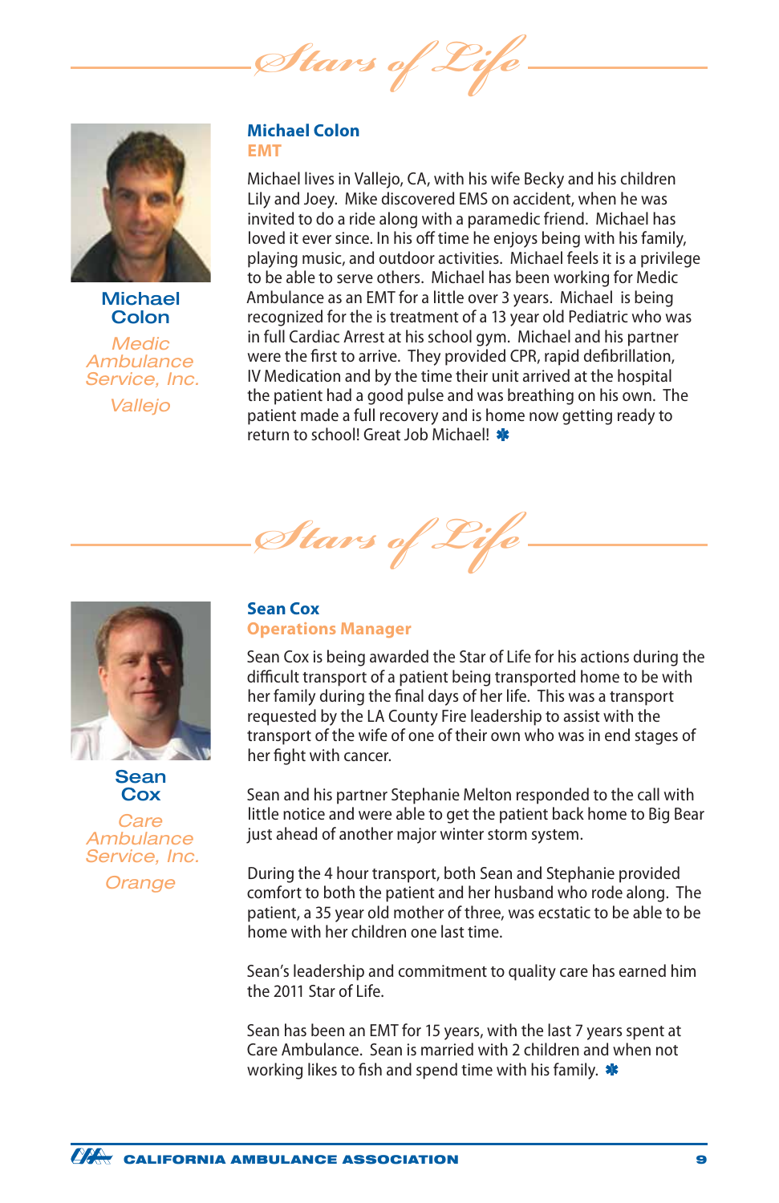# Stars of Life

**Michael Colon**
*Medic Ambulance Service, Inc.*
*Vallejo*

## Michael Colon
### EMT

Michael lives in Vallejo, CA, with his wife Becky and his children Lily and Joey. Mike discovered EMS on accident, when he was invited to do a ride along with a paramedic friend. Michael has loved it ever since. In his off time he enjoys being with his family, playing music, and outdoor activities. Michael feels it is a privilege to be able to serve others. Michael has been working for Medic Ambulance as an EMT for a little over 3 years. Michael is being recognized for the is treatment of a 13 year old Pediatric who was in full Cardiac Arrest at his school gym. Michael and his partner were the first to arrive. They provided CPR, rapid defibrillation, IV Medication and by the time their unit arrived at the hospital the patient had a good pulse and was breathing on his own. The patient made a full recovery and is home now getting ready to return to school! Great Job Michael! ✱

# Stars of Life

**Sean Cox**
*Care Ambulance Service, Inc.*
*Orange*

## Sean Cox
### Operations Manager

Sean Cox is being awarded the Star of Life for his actions during the difficult transport of a patient being transported home to be with her family during the final days of her life. This was a transport requested by the LA County Fire leadership to assist with the transport of the wife of one of their own who was in end stages of her fight with cancer.

Sean and his partner Stephanie Melton responded to the call with little notice and were able to get the patient back home to Big Bear just ahead of another major winter storm system.

During the 4 hour transport, both Sean and Stephanie provided comfort to both the patient and her husband who rode along. The patient, a 35 year old mother of three, was ecstatic to be able to be home with her children one last time.

Sean's leadership and commitment to quality care has earned him the 2011 Star of Life.

Sean has been an EMT for 15 years, with the last 7 years spent at Care Ambulance. Sean is married with 2 children and when not working likes to fish and spend time with his family. ✱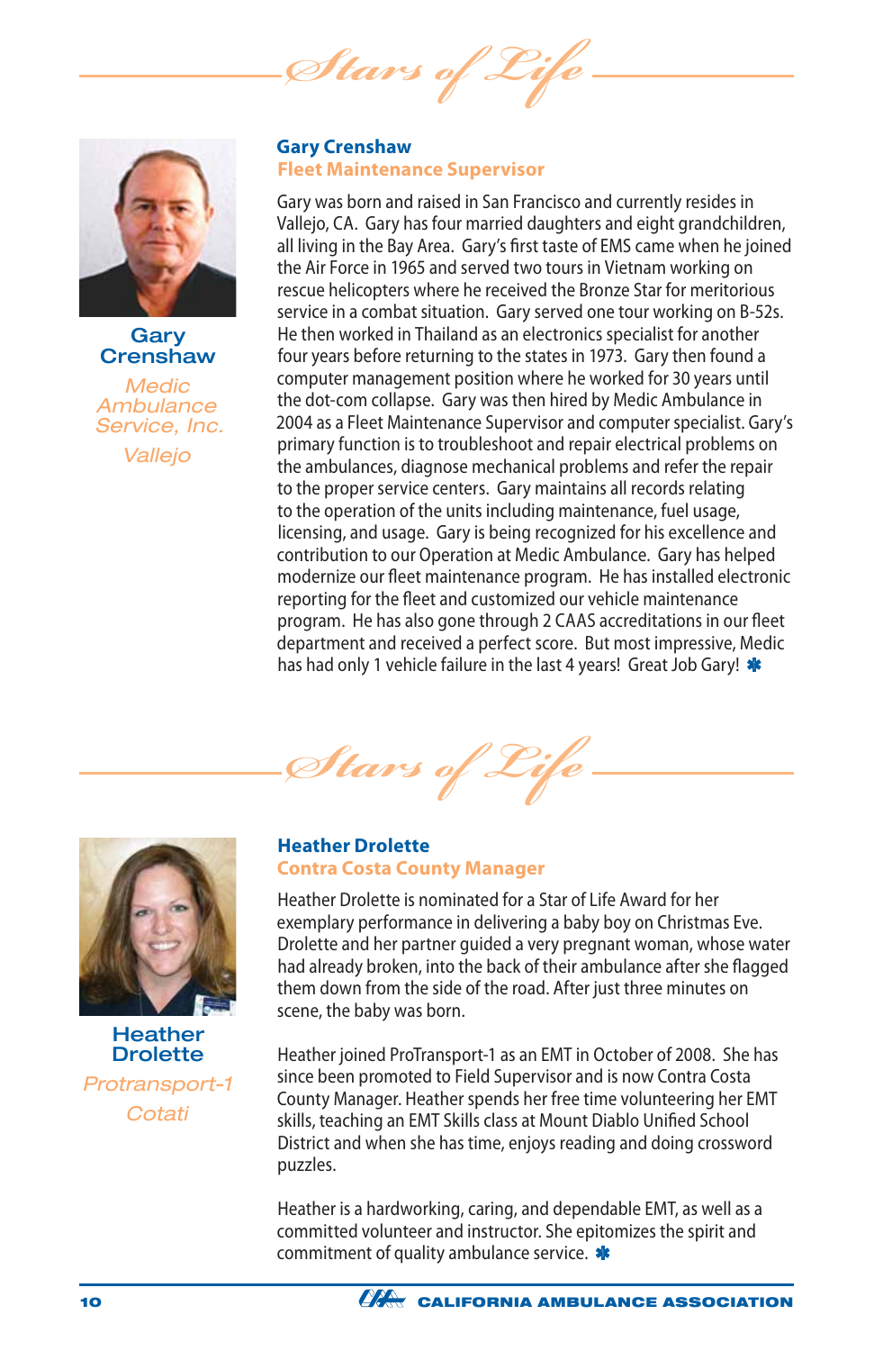# Stars of Life

**Gary Crenshaw**

*Medic Ambulance Service, Inc.*

*Vallejo*

## Gary Crenshaw
### Fleet Maintenance Supervisor

Gary was born and raised in San Francisco and currently resides in Vallejo, CA. Gary has four married daughters and eight grandchildren, all living in the Bay Area. Gary's first taste of EMS came when he joined the Air Force in 1965 and served two tours in Vietnam working on rescue helicopters where he received the Bronze Star for meritorious service in a combat situation. Gary served one tour working on B-52s. He then worked in Thailand as an electronics specialist for another four years before returning to the states in 1973. Gary then found a computer management position where he worked for 30 years until the dot-com collapse. Gary was then hired by Medic Ambulance in 2004 as a Fleet Maintenance Supervisor and computer specialist. Gary's primary function is to troubleshoot and repair electrical problems on the ambulances, diagnose mechanical problems and refer the repair to the proper service centers. Gary maintains all records relating to the operation of the units including maintenance, fuel usage, licensing, and usage. Gary is being recognized for his excellence and contribution to our Operation at Medic Ambulance. Gary has helped modernize our fleet maintenance program. He has installed electronic reporting for the fleet and customized our vehicle maintenance program. He has also gone through 2 CAAS accreditations in our fleet department and received a perfect score. But most impressive, Medic has had only 1 vehicle failure in the last 4 years! Great Job Gary! ✱

# Stars of Life

**Heather Drolette**

*Protransport-1*

*Cotati*

## Heather Drolette
### Contra Costa County Manager

Heather Drolette is nominated for a Star of Life Award for her exemplary performance in delivering a baby boy on Christmas Eve. Drolette and her partner guided a very pregnant woman, whose water had already broken, into the back of their ambulance after she flagged them down from the side of the road. After just three minutes on scene, the baby was born.

Heather joined ProTransport-1 as an EMT in October of 2008. She has since been promoted to Field Supervisor and is now Contra Costa County Manager. Heather spends her free time volunteering her EMT skills, teaching an EMT Skills class at Mount Diablo Unified School District and when she has time, enjoys reading and doing crossword puzzles.

Heather is a hardworking, caring, and dependable EMT, as well as a committed volunteer and instructor. She epitomizes the spirit and commitment of quality ambulance service. ✱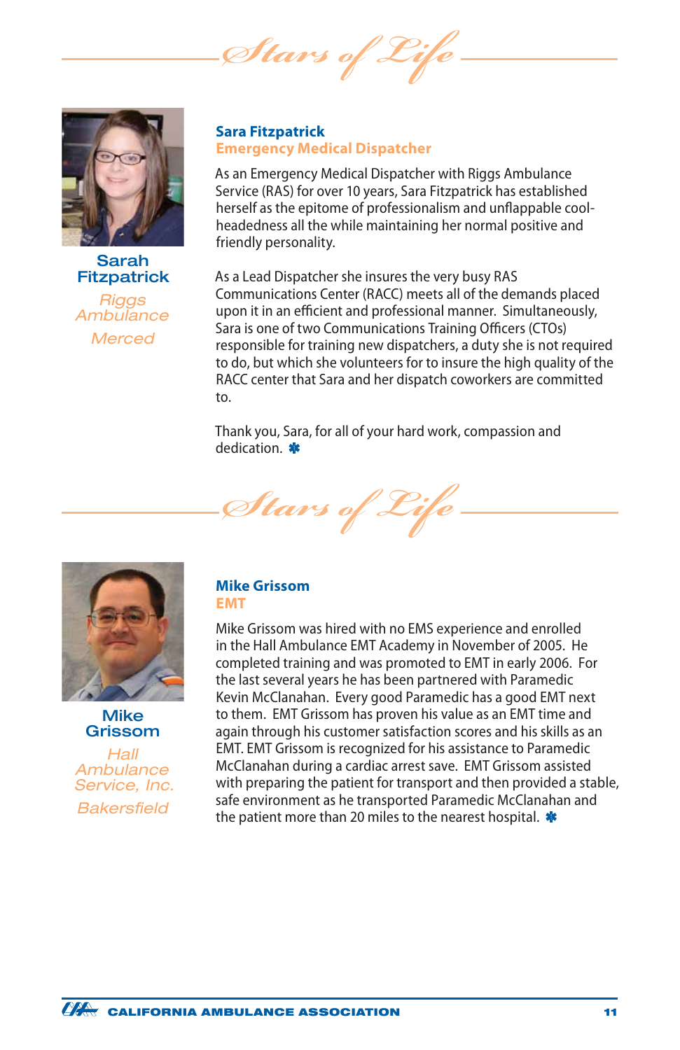## Stars of Life

**Sarah Fitzpatrick**
*Riggs Ambulance*
*Merced*

### Sara Fitzpatrick
**Emergency Medical Dispatcher**

As an Emergency Medical Dispatcher with Riggs Ambulance Service (RAS) for over 10 years, Sara Fitzpatrick has established herself as the epitome of professionalism and unflappable cool-headedness all the while maintaining her normal positive and friendly personality.

As a Lead Dispatcher she insures the very busy RAS Communications Center (RACC) meets all of the demands placed upon it in an efficient and professional manner. Simultaneously, Sara is one of two Communications Training Officers (CTOs) responsible for training new dispatchers, a duty she is not required to do, but which she volunteers for to insure the high quality of the RACC center that Sara and her dispatch coworkers are committed to.

Thank you, Sara, for all of your hard work, compassion and dedication. ✱

## Stars of Life

**Mike Grissom**
*Hall Ambulance Service, Inc.*
*Bakersfield*

### Mike Grissom
**EMT**

Mike Grissom was hired with no EMS experience and enrolled in the Hall Ambulance EMT Academy in November of 2005. He completed training and was promoted to EMT in early 2006. For the last several years he has been partnered with Paramedic Kevin McClanahan. Every good Paramedic has a good EMT next to them. EMT Grissom has proven his value as an EMT time and again through his customer satisfaction scores and his skills as an EMT. EMT Grissom is recognized for his assistance to Paramedic McClanahan during a cardiac arrest save. EMT Grissom assisted with preparing the patient for transport and then provided a stable, safe environment as he transported Paramedic McClanahan and the patient more than 20 miles to the nearest hospital. ✱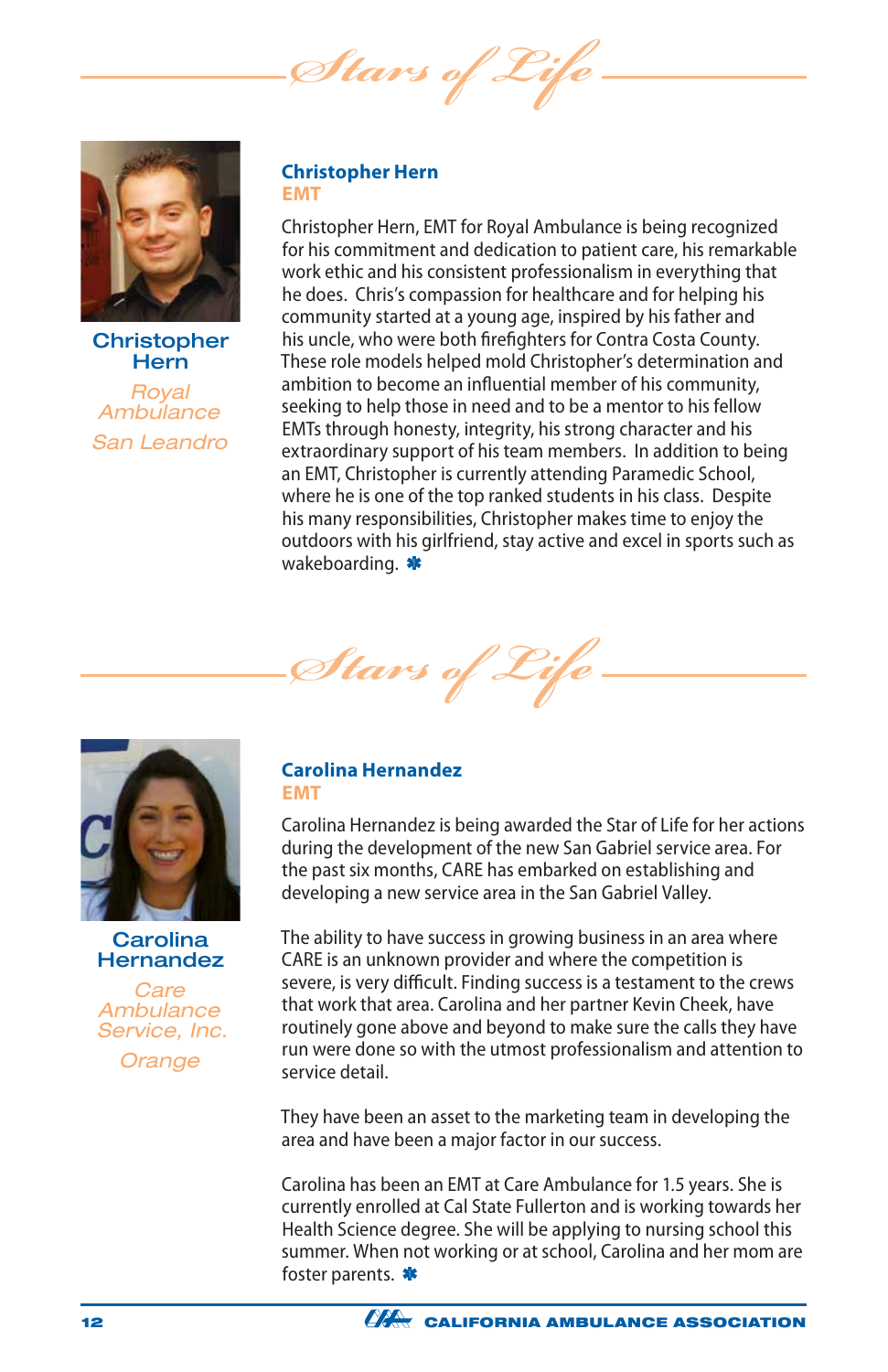## Stars of Life

**Christopher Hern**
*Royal Ambulance*
*San Leandro*

### Christopher Hern
**EMT**

Christopher Hern, EMT for Royal Ambulance is being recognized for his commitment and dedication to patient care, his remarkable work ethic and his consistent professionalism in everything that he does. Chris's compassion for healthcare and for helping his community started at a young age, inspired by his father and his uncle, who were both firefighters for Contra Costa County. These role models helped mold Christopher's determination and ambition to become an influential member of his community, seeking to help those in need and to be a mentor to his fellow EMTs through honesty, integrity, his strong character and his extraordinary support of his team members. In addition to being an EMT, Christopher is currently attending Paramedic School, where he is one of the top ranked students in his class. Despite his many responsibilities, Christopher makes time to enjoy the outdoors with his girlfriend, stay active and excel in sports such as wakeboarding. ✱

## Stars of Life

**Carolina Hernandez**
*Care Ambulance Service, Inc.*
*Orange*

### Carolina Hernandez
**EMT**

Carolina Hernandez is being awarded the Star of Life for her actions during the development of the new San Gabriel service area. For the past six months, CARE has embarked on establishing and developing a new service area in the San Gabriel Valley.

The ability to have success in growing business in an area where CARE is an unknown provider and where the competition is severe, is very difficult. Finding success is a testament to the crews that work that area. Carolina and her partner Kevin Cheek, have routinely gone above and beyond to make sure the calls they have run were done so with the utmost professionalism and attention to service detail.

They have been an asset to the marketing team in developing the area and have been a major factor in our success.

Carolina has been an EMT at Care Ambulance for 1.5 years. She is currently enrolled at Cal State Fullerton and is working towards her Health Science degree. She will be applying to nursing school this summer. When not working or at school, Carolina and her mom are foster parents. ✱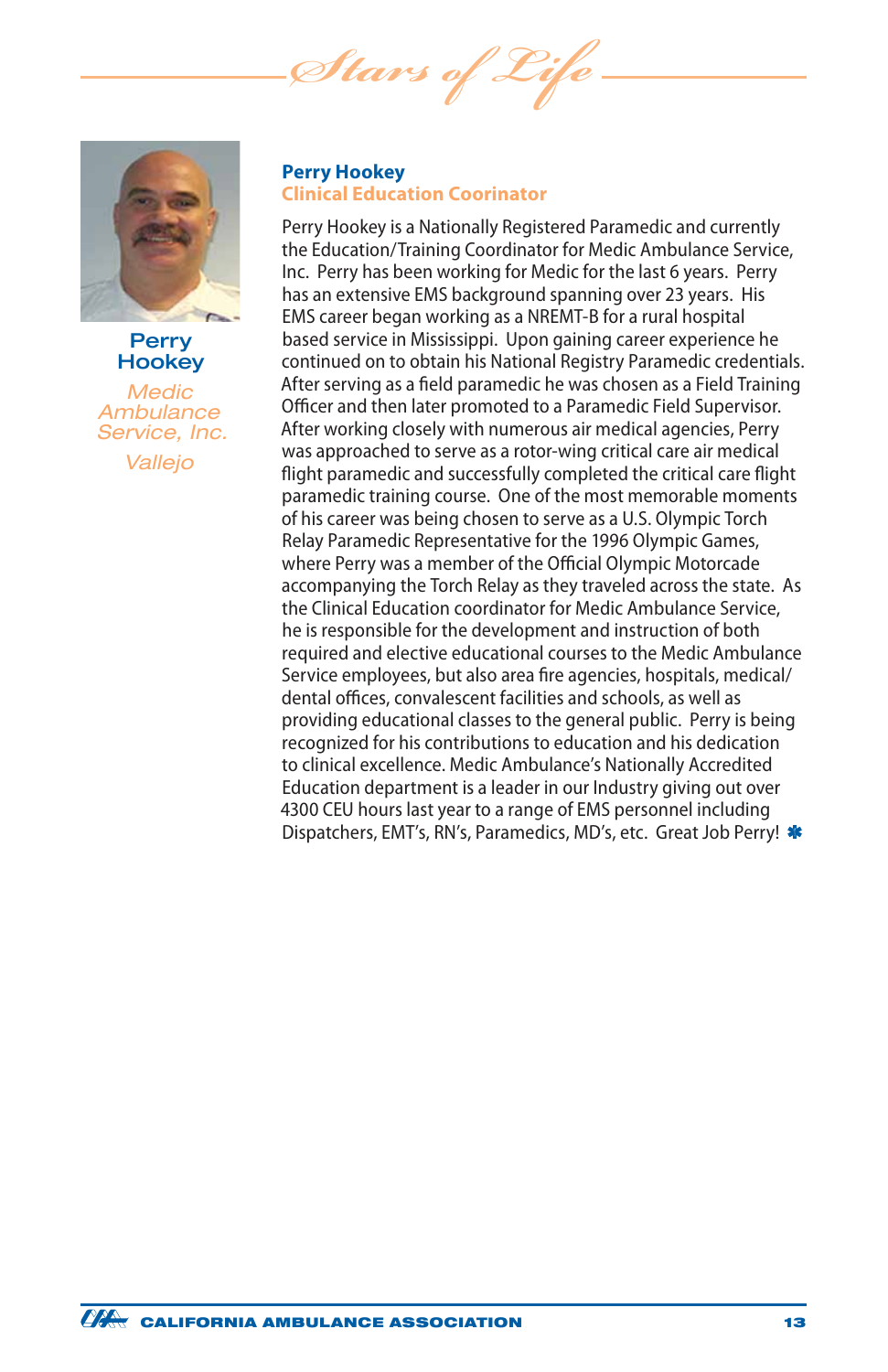# Stars of Life

**Perry Hookey**

*Medic Ambulance Service, Inc.*

*Vallejo*

## Perry Hookey
### Clinical Education Coorinator

Perry Hookey is a Nationally Registered Paramedic and currently the Education/Training Coordinator for Medic Ambulance Service, Inc. Perry has been working for Medic for the last 6 years. Perry has an extensive EMS background spanning over 23 years. His EMS career began working as a NREMT-B for a rural hospital based service in Mississippi. Upon gaining career experience he continued on to obtain his National Registry Paramedic credentials. After serving as a field paramedic he was chosen as a Field Training Officer and then later promoted to a Paramedic Field Supervisor. After working closely with numerous air medical agencies, Perry was approached to serve as a rotor-wing critical care air medical flight paramedic and successfully completed the critical care flight paramedic training course. One of the most memorable moments of his career was being chosen to serve as a U.S. Olympic Torch Relay Paramedic Representative for the 1996 Olympic Games, where Perry was a member of the Official Olympic Motorcade accompanying the Torch Relay as they traveled across the state. As the Clinical Education coordinator for Medic Ambulance Service, he is responsible for the development and instruction of both required and elective educational courses to the Medic Ambulance Service employees, but also area fire agencies, hospitals, medical/dental offices, convalescent facilities and schools, as well as providing educational classes to the general public. Perry is being recognized for his contributions to education and his dedication to clinical excellence. Medic Ambulance's Nationally Accredited Education department is a leader in our Industry giving out over 4300 CEU hours last year to a range of EMS personnel including Dispatchers, EMT's, RN's, Paramedics, MD's, etc. Great Job Perry!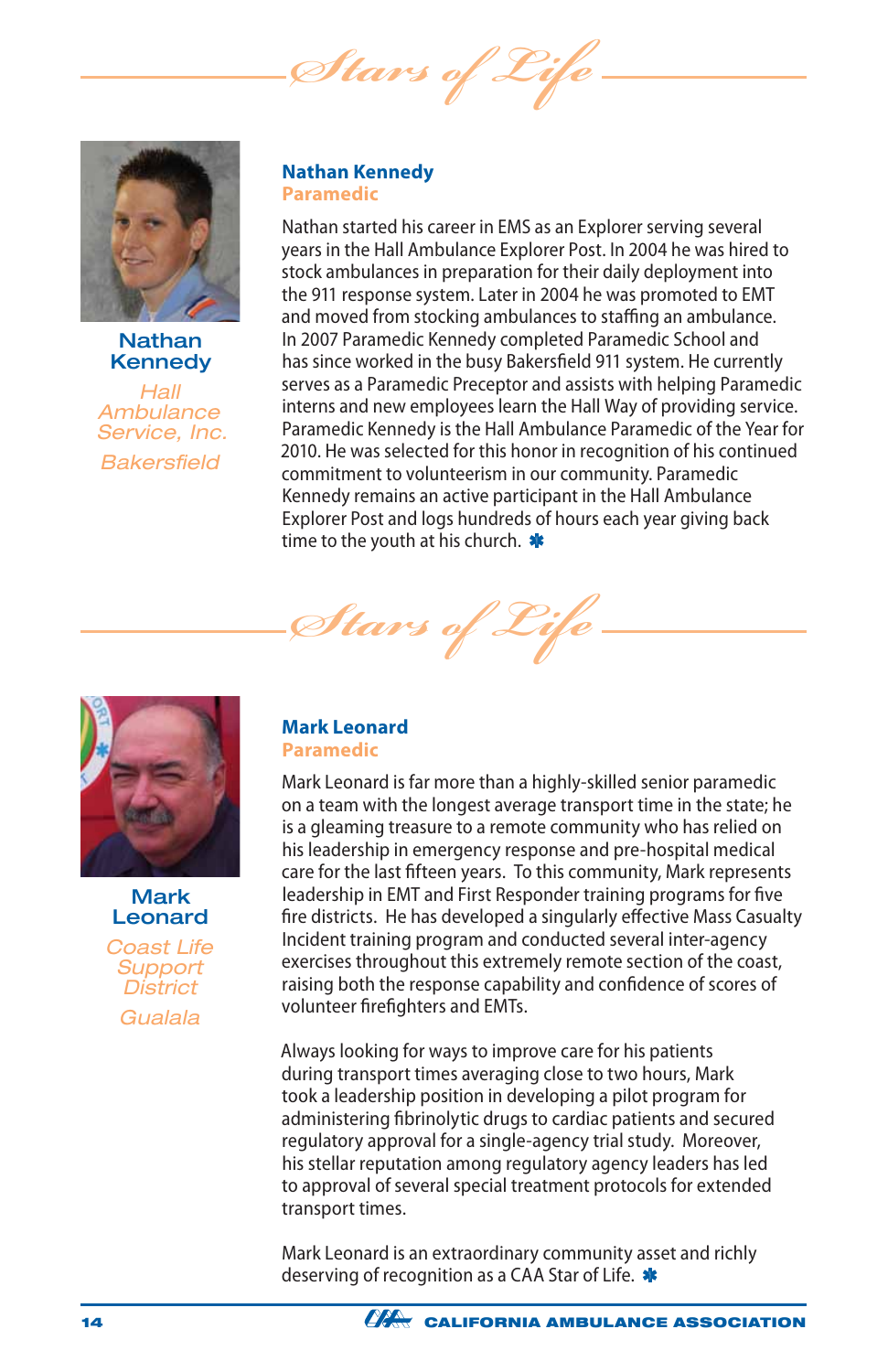# Stars of Life

**Nathan Kennedy**

*Hall Ambulance Service, Inc.*

*Bakersfield*

## Nathan Kennedy
**Paramedic**

Nathan started his career in EMS as an Explorer serving several years in the Hall Ambulance Explorer Post. In 2004 he was hired to stock ambulances in preparation for their daily deployment into the 911 response system. Later in 2004 he was promoted to EMT and moved from stocking ambulances to staffing an ambulance. In 2007 Paramedic Kennedy completed Paramedic School and has since worked in the busy Bakersfield 911 system. He currently serves as a Paramedic Preceptor and assists with helping Paramedic interns and new employees learn the Hall Way of providing service. Paramedic Kennedy is the Hall Ambulance Paramedic of the Year for 2010. He was selected for this honor in recognition of his continued commitment to volunteerism in our community. Paramedic Kennedy remains an active participant in the Hall Ambulance Explorer Post and logs hundreds of hours each year giving back time to the youth at his church. ✱

# Stars of Life

**Mark Leonard**

*Coast Life Support District*

*Gualala*

## Mark Leonard
**Paramedic**

Mark Leonard is far more than a highly-skilled senior paramedic on a team with the longest average transport time in the state; he is a gleaming treasure to a remote community who has relied on his leadership in emergency response and pre-hospital medical care for the last fifteen years. To this community, Mark represents leadership in EMT and First Responder training programs for five fire districts. He has developed a singularly effective Mass Casualty Incident training program and conducted several inter-agency exercises throughout this extremely remote section of the coast, raising both the response capability and confidence of scores of volunteer firefighters and EMTs.

Always looking for ways to improve care for his patients during transport times averaging close to two hours, Mark took a leadership position in developing a pilot program for administering fibrinolytic drugs to cardiac patients and secured regulatory approval for a single-agency trial study. Moreover, his stellar reputation among regulatory agency leaders has led to approval of several special treatment protocols for extended transport times.

Mark Leonard is an extraordinary community asset and richly deserving of recognition as a CAA Star of Life. ✱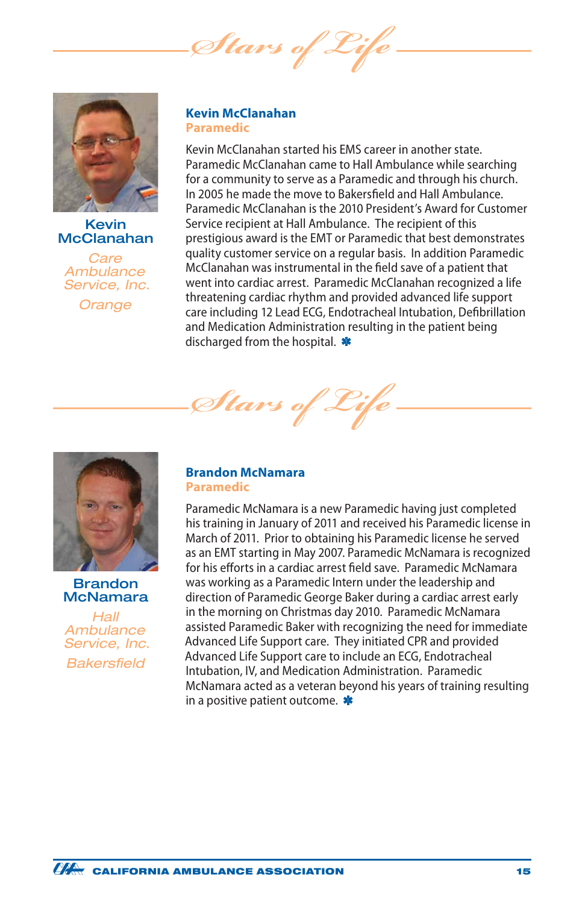# Stars of Life

**Kevin McClanahan**

*Care Ambulance Service, Inc.*

*Orange*

## Kevin McClanahan

**Paramedic**

Kevin McClanahan started his EMS career in another state. Paramedic McClanahan came to Hall Ambulance while searching for a community to serve as a Paramedic and through his church. In 2005 he made the move to Bakersfield and Hall Ambulance. Paramedic McClanahan is the 2010 President's Award for Customer Service recipient at Hall Ambulance. The recipient of this prestigious award is the EMT or Paramedic that best demonstrates quality customer service on a regular basis. In addition Paramedic McClanahan was instrumental in the field save of a patient that went into cardiac arrest. Paramedic McClanahan recognized a life threatening cardiac rhythm and provided advanced life support care including 12 Lead ECG, Endotracheal Intubation, Defibrillation and Medication Administration resulting in the patient being discharged from the hospital. ✱

# Stars of Life

**Brandon McNamara**

*Hall Ambulance Service, Inc.*

*Bakersfield*

## Brandon McNamara

**Paramedic**

Paramedic McNamara is a new Paramedic having just completed his training in January of 2011 and received his Paramedic license in March of 2011. Prior to obtaining his Paramedic license he served as an EMT starting in May 2007. Paramedic McNamara is recognized for his efforts in a cardiac arrest field save. Paramedic McNamara was working as a Paramedic Intern under the leadership and direction of Paramedic George Baker during a cardiac arrest early in the morning on Christmas day 2010. Paramedic McNamara assisted Paramedic Baker with recognizing the need for immediate Advanced Life Support care. They initiated CPR and provided Advanced Life Support care to include an ECG, Endotracheal Intubation, IV, and Medication Administration. Paramedic McNamara acted as a veteran beyond his years of training resulting in a positive patient outcome. ✱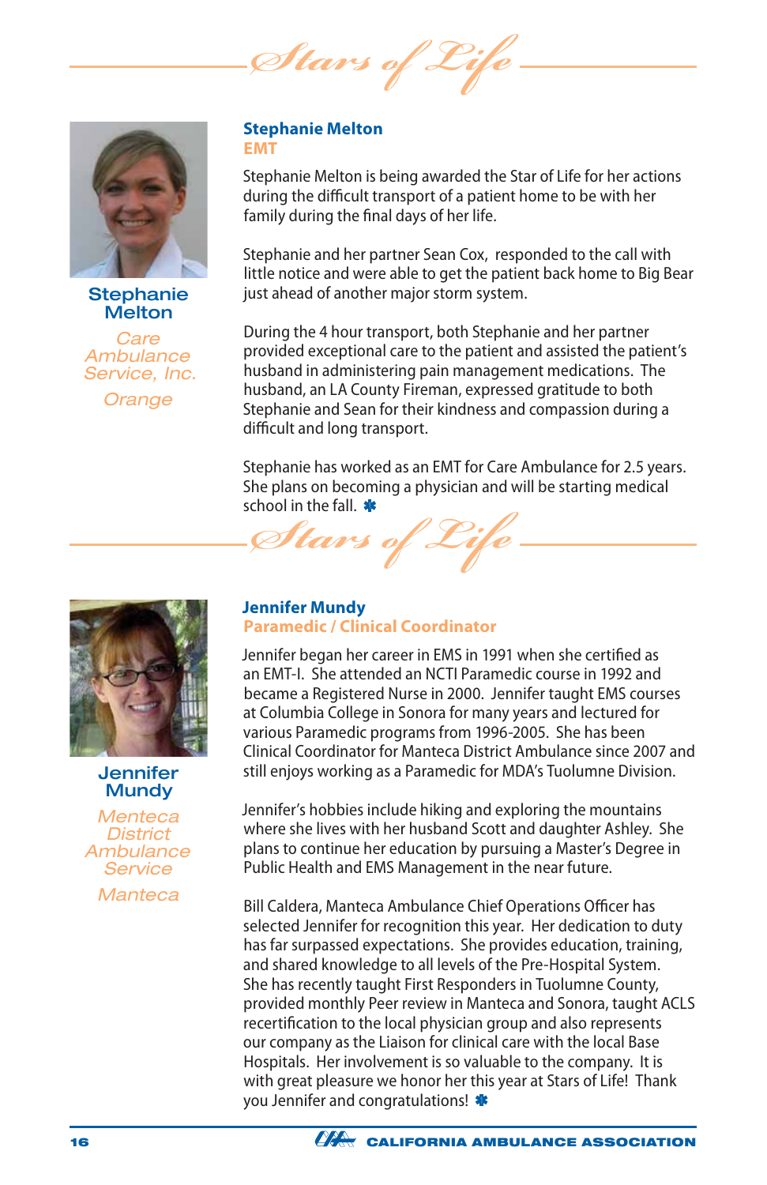# Stars of Life

**Stephanie Melton**

*Care Ambulance Service, Inc.*

*Orange*

## Stephanie Melton
### EMT

Stephanie Melton is being awarded the Star of Life for her actions during the difficult transport of a patient home to be with her family during the final days of her life.

Stephanie and her partner Sean Cox, responded to the call with little notice and were able to get the patient back home to Big Bear just ahead of another major storm system.

During the 4 hour transport, both Stephanie and her partner provided exceptional care to the patient and assisted the patient's husband in administering pain management medications. The husband, an LA County Fireman, expressed gratitude to both Stephanie and Sean for their kindness and compassion during a difficult and long transport.

Stephanie has worked as an EMT for Care Ambulance for 2.5 years. She plans on becoming a physician and will be starting medical school in the fall. ✱

# Stars of Life

**Jennifer Mundy**

*Menteca District Ambulance Service*

*Manteca*

## Jennifer Mundy
### Paramedic / Clinical Coordinator

Jennifer began her career in EMS in 1991 when she certified as an EMT-I. She attended an NCTI Paramedic course in 1992 and became a Registered Nurse in 2000. Jennifer taught EMS courses at Columbia College in Sonora for many years and lectured for various Paramedic programs from 1996-2005. She has been Clinical Coordinator for Manteca District Ambulance since 2007 and still enjoys working as a Paramedic for MDA's Tuolumne Division.

Jennifer's hobbies include hiking and exploring the mountains where she lives with her husband Scott and daughter Ashley. She plans to continue her education by pursuing a Master's Degree in Public Health and EMS Management in the near future.

Bill Caldera, Manteca Ambulance Chief Operations Officer has selected Jennifer for recognition this year. Her dedication to duty has far surpassed expectations. She provides education, training, and shared knowledge to all levels of the Pre-Hospital System. She has recently taught First Responders in Tuolumne County, provided monthly Peer review in Manteca and Sonora, taught ACLS recertification to the local physician group and also represents our company as the Liaison for clinical care with the local Base Hospitals. Her involvement is so valuable to the company. It is with great pleasure we honor her this year at Stars of Life! Thank you Jennifer and congratulations! ✱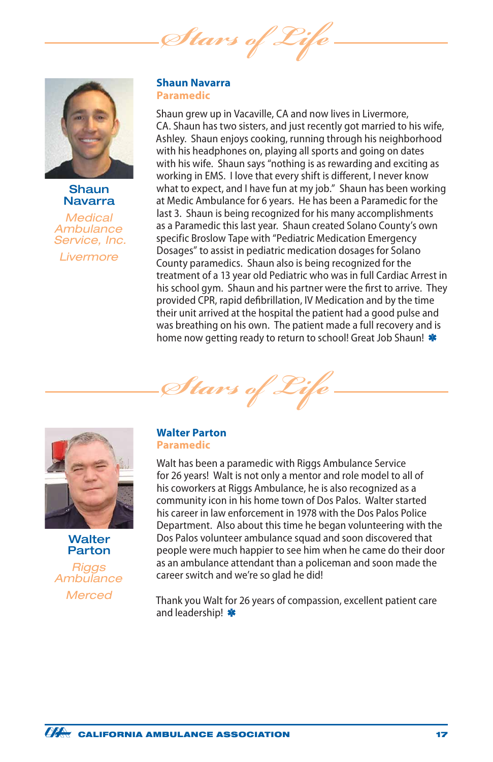# Stars of Life

**Shaun Navarra**

*Medical Ambulance Service, Inc.*

*Livermore*

## Shaun Navarra
### Paramedic

Shaun grew up in Vacaville, CA and now lives in Livermore, CA. Shaun has two sisters, and just recently got married to his wife, Ashley. Shaun enjoys cooking, running through his neighborhood with his headphones on, playing all sports and going on dates with his wife. Shaun says "nothing is as rewarding and exciting as working in EMS. I love that every shift is different, I never know what to expect, and I have fun at my job." Shaun has been working at Medic Ambulance for 6 years. He has been a Paramedic for the last 3. Shaun is being recognized for his many accomplishments as a Paramedic this last year. Shaun created Solano County's own specific Broslow Tape with "Pediatric Medication Emergency Dosages" to assist in pediatric medication dosages for Solano County paramedics. Shaun also is being recognized for the treatment of a 13 year old Pediatric who was in full Cardiac Arrest in his school gym. Shaun and his partner were the first to arrive. They provided CPR, rapid defibrillation, IV Medication and by the time their unit arrived at the hospital the patient had a good pulse and was breathing on his own. The patient made a full recovery and is home now getting ready to return to school! Great Job Shaun! ✱

# Stars of Life

**Walter Parton**

*Riggs Ambulance*

*Merced*

## Walter Parton
### Paramedic

Walt has been a paramedic with Riggs Ambulance Service for 26 years! Walt is not only a mentor and role model to all of his coworkers at Riggs Ambulance, he is also recognized as a community icon in his home town of Dos Palos. Walter started his career in law enforcement in 1978 with the Dos Palos Police Department. Also about this time he began volunteering with the Dos Palos volunteer ambulance squad and soon discovered that people were much happier to see him when he came do their door as an ambulance attendant than a policeman and soon made the career switch and we're so glad he did!

Thank you Walt for 26 years of compassion, excellent patient care and leadership! ✱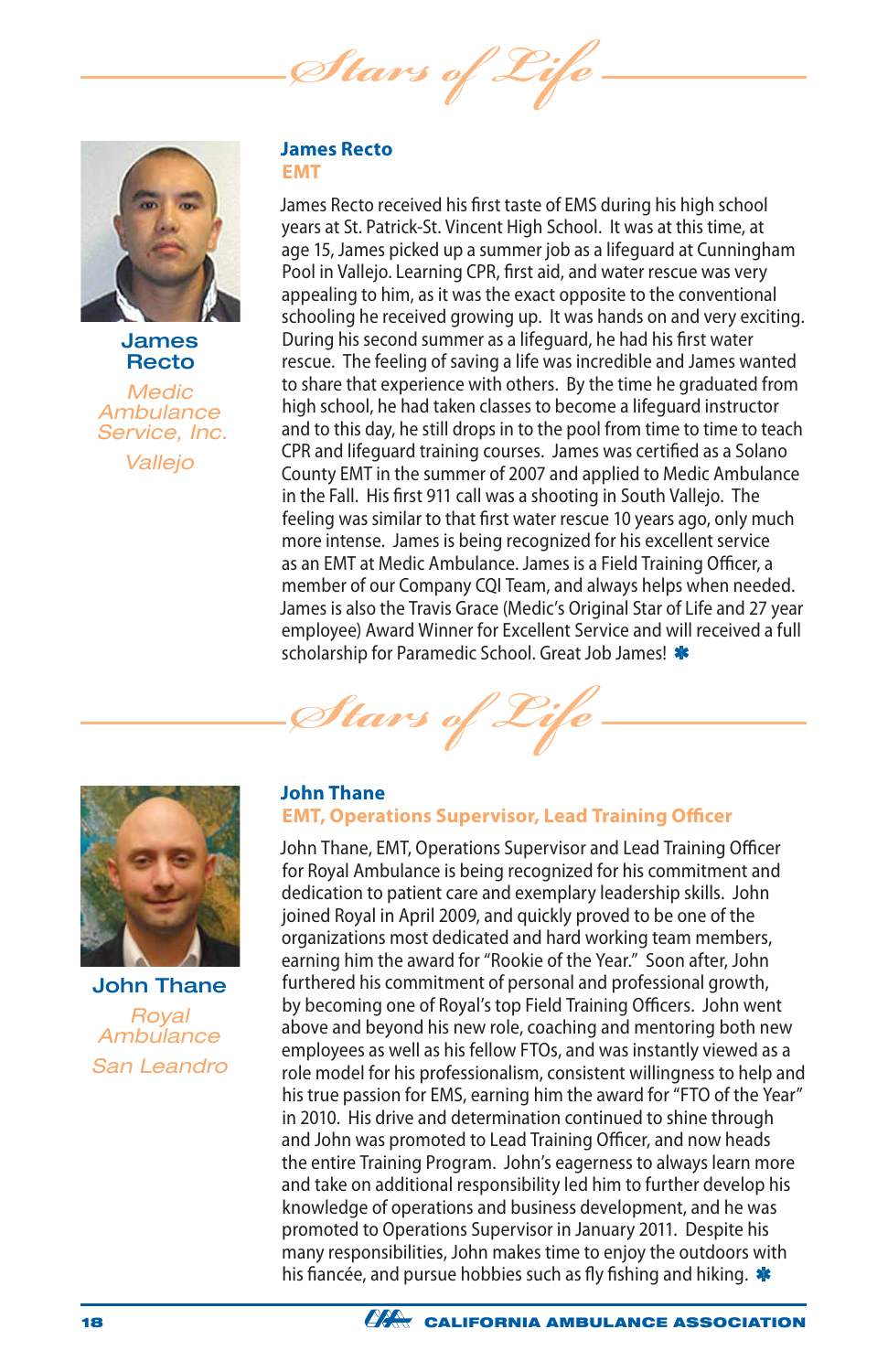# Stars of Life

**James Recto**
*Medic Ambulance Service, Inc.*
*Vallejo*

## James Recto
### EMT

James Recto received his first taste of EMS during his high school years at St. Patrick-St. Vincent High School. It was at this time, at age 15, James picked up a summer job as a lifeguard at Cunningham Pool in Vallejo. Learning CPR, first aid, and water rescue was very appealing to him, as it was the exact opposite to the conventional schooling he received growing up. It was hands on and very exciting. During his second summer as a lifeguard, he had his first water rescue. The feeling of saving a life was incredible and James wanted to share that experience with others. By the time he graduated from high school, he had taken classes to become a lifeguard instructor and to this day, he still drops in to the pool from time to time to teach CPR and lifeguard training courses. James was certified as a Solano County EMT in the summer of 2007 and applied to Medic Ambulance in the Fall. His first 911 call was a shooting in South Vallejo. The feeling was similar to that first water rescue 10 years ago, only much more intense. James is being recognized for his excellent service as an EMT at Medic Ambulance. James is a Field Training Officer, a member of our Company CQI Team, and always helps when needed. James is also the Travis Grace (Medic's Original Star of Life and 27 year employee) Award Winner for Excellent Service and will received a full scholarship for Paramedic School. Great Job James! ✱

# Stars of Life

**John Thane**
*Royal Ambulance*
*San Leandro*

## John Thane
### EMT, Operations Supervisor, Lead Training Officer

John Thane, EMT, Operations Supervisor and Lead Training Officer for Royal Ambulance is being recognized for his commitment and dedication to patient care and exemplary leadership skills. John joined Royal in April 2009, and quickly proved to be one of the organizations most dedicated and hard working team members, earning him the award for "Rookie of the Year." Soon after, John furthered his commitment of personal and professional growth, by becoming one of Royal's top Field Training Officers. John went above and beyond his new role, coaching and mentoring both new employees as well as his fellow FTOs, and was instantly viewed as a role model for his professionalism, consistent willingness to help and his true passion for EMS, earning him the award for "FTO of the Year" in 2010. His drive and determination continued to shine through and John was promoted to Lead Training Officer, and now heads the entire Training Program. John's eagerness to always learn more and take on additional responsibility led him to further develop his knowledge of operations and business development, and he was promoted to Operations Supervisor in January 2011. Despite his many responsibilities, John makes time to enjoy the outdoors with his fiancée, and pursue hobbies such as fly fishing and hiking. ✱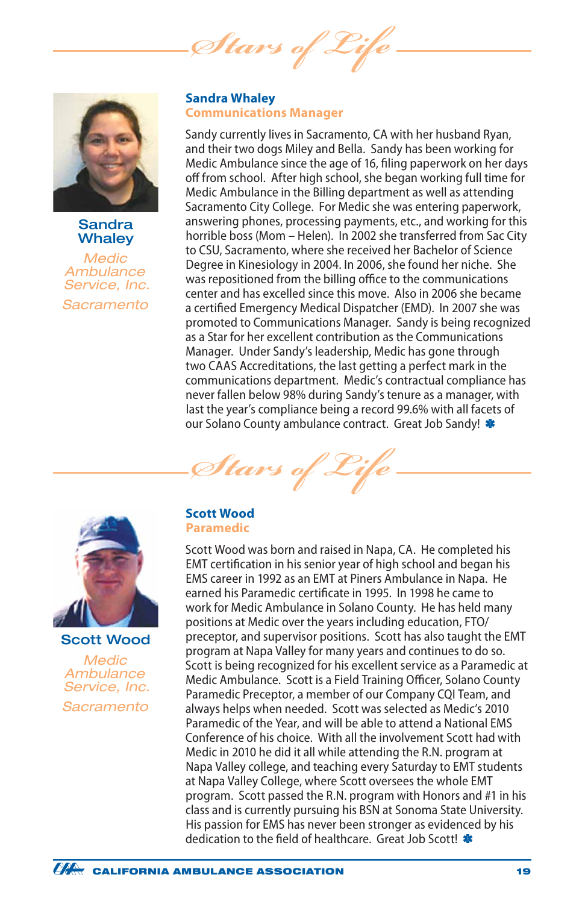# Stars of Life

**Sandra Whaley**

*Medic Ambulance Service, Inc.*

*Sacramento*

## Sandra Whaley
### Communications Manager

Sandy currently lives in Sacramento, CA with her husband Ryan, and their two dogs Miley and Bella. Sandy has been working for Medic Ambulance since the age of 16, filing paperwork on her days off from school. After high school, she began working full time for Medic Ambulance in the Billing department as well as attending Sacramento City College. For Medic she was entering paperwork, answering phones, processing payments, etc., and working for this horrible boss (Mom – Helen). In 2002 she transferred from Sac City to CSU, Sacramento, where she received her Bachelor of Science Degree in Kinesiology in 2004. In 2006, she found her niche. She was repositioned from the billing office to the communications center and has excelled since this move. Also in 2006 she became a certified Emergency Medical Dispatcher (EMD). In 2007 she was promoted to Communications Manager. Sandy is being recognized as a Star for her excellent contribution as the Communications Manager. Under Sandy's leadership, Medic has gone through two CAAS Accreditations, the last getting a perfect mark in the communications department. Medic's contractual compliance has never fallen below 98% during Sandy's tenure as a manager, with last the year's compliance being a record 99.6% with all facets of our Solano County ambulance contract. Great Job Sandy!

# Stars of Life

**Scott Wood**

*Medic Ambulance Service, Inc.*

*Sacramento*

## Scott Wood
### Paramedic

Scott Wood was born and raised in Napa, CA. He completed his EMT certification in his senior year of high school and began his EMS career in 1992 as an EMT at Piners Ambulance in Napa. He earned his Paramedic certificate in 1995. In 1998 he came to work for Medic Ambulance in Solano County. He has held many positions at Medic over the years including education, FTO/preceptor, and supervisor positions. Scott has also taught the EMT program at Napa Valley for many years and continues to do so. Scott is being recognized for his excellent service as a Paramedic at Medic Ambulance. Scott is a Field Training Officer, Solano County Paramedic Preceptor, a member of our Company CQI Team, and always helps when needed. Scott was selected as Medic's 2010 Paramedic of the Year, and will be able to attend a National EMS Conference of his choice. With all the involvement Scott had with Medic in 2010 he did it all while attending the R.N. program at Napa Valley college, and teaching every Saturday to EMT students at Napa Valley College, where Scott oversees the whole EMT program. Scott passed the R.N. program with Honors and #1 in his class and is currently pursuing his BSN at Sonoma State University. His passion for EMS has never been stronger as evidenced by his dedication to the field of healthcare. Great Job Scott!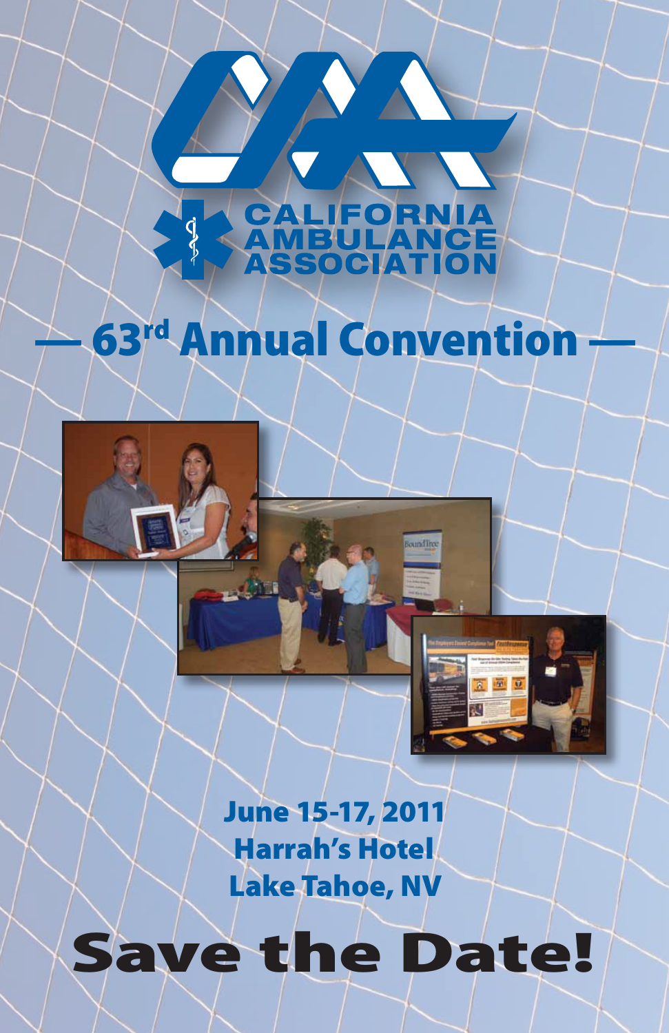CALIFORNIA AMBULANCE ASSOCIATION

# — 63rd Annual Convention —

**June 15-17, 2011**
**Harrah's Hotel**
**Lake Tahoe, NV**

# Save the Date!